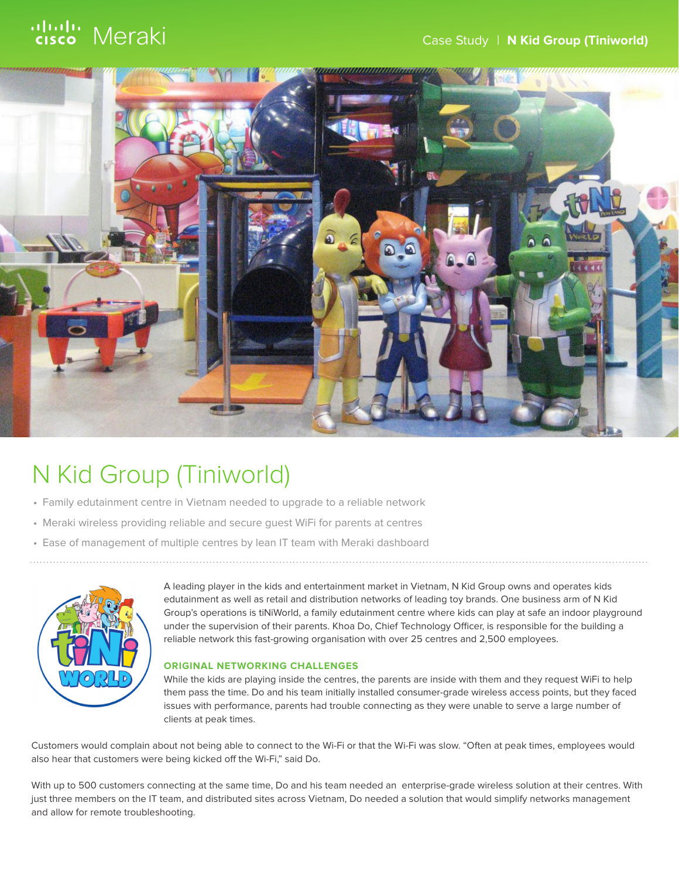# N Kid Group (Tiniworld)

- Family edutainment centre in Vietnam needed to upgrade to a reliable network
- Meraki wireless providing reliable and secure guest WiFi for parents at centres
- Ease of management of multiple centres by lean IT team with Meraki dashboard

A leading player in the kids and entertainment market in Vietnam, N Kid Group owns and operates kids edutainment as well as retail and distribution networks of leading toy brands. One business arm of N Kid Group's operations is tiNiWorld, a family edutainment centre where kids can play at safe an indoor playground under the supervision of their parents. Khoa Do, Chief Technology Officer, is responsible for the building a reliable network this fast-growing organisation with over 25 centres and 2,500 employees.

### ORIGINAL NETWORKING CHALLENGES

While the kids are playing inside the centres, the parents are inside with them and they request WiFi to help them pass the time. Do and his team initially installed consumer-grade wireless access points, but they faced issues with performance, parents had trouble connecting as they were unable to serve a large number of clients at peak times.

Customers would complain about not being able to connect to the Wi-Fi or that the Wi-Fi was slow. "Often at peak times, employees would also hear that customers were being kicked off the Wi-Fi," said Do.

With up to 500 customers connecting at the same time, Do and his team needed an enterprise-grade wireless solution at their centres. With just three members on the IT team, and distributed sites across Vietnam, Do needed a solution that would simplify networks management and allow for remote troubleshooting.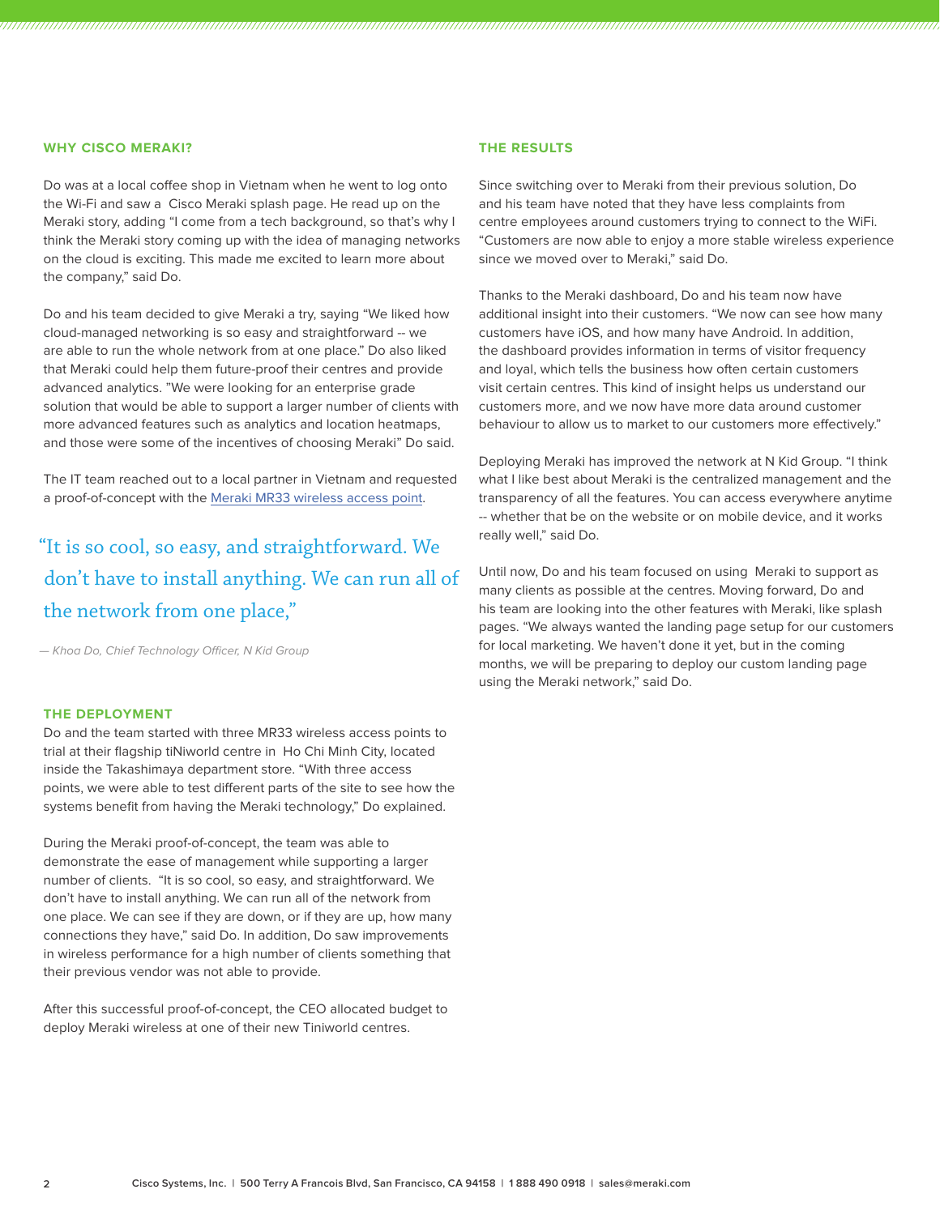## WHY CISCO MERAKI?

Do was at a local coffee shop in Vietnam when he went to log onto the Wi-Fi and saw a Cisco Meraki splash page. He read up on the Meraki story, adding "I come from a tech background, so that's why I think the Meraki story coming up with the idea of managing networks on the cloud is exciting. This made me excited to learn more about the company," said Do.

Do and his team decided to give Meraki a try, saying "We liked how cloud-managed networking is so easy and straightforward -- we are able to run the whole network from at one place." Do also liked that Meraki could help them future-proof their centres and provide advanced analytics. "We were looking for an enterprise grade solution that would be able to support a larger number of clients with more advanced features such as analytics and location heatmaps, and those were some of the incentives of choosing Meraki" Do said.

The IT team reached out to a local partner in Vietnam and requested a proof-of-concept with the Meraki MR33 wireless access point.

> "It is so cool, so easy, and straightforward. We don't have to install anything. We can run all of the network from one place,"
>
> *— Khoa Do, Chief Technology Officer, N Kid Group*

## THE DEPLOYMENT

Do and the team started with three MR33 wireless access points to trial at their flagship tiNiworld centre in Ho Chi Minh City, located inside the Takashimaya department store. "With three access points, we were able to test different parts of the site to see how the systems benefit from having the Meraki technology," Do explained.

During the Meraki proof-of-concept, the team was able to demonstrate the ease of management while supporting a larger number of clients. "It is so cool, so easy, and straightforward. We don't have to install anything. We can run all of the network from one place. We can see if they are down, or if they are up, how many connections they have," said Do. In addition, Do saw improvements in wireless performance for a high number of clients something that their previous vendor was not able to provide.

After this successful proof-of-concept, the CEO allocated budget to deploy Meraki wireless at one of their new Tiniworld centres.

## THE RESULTS

Since switching over to Meraki from their previous solution, Do and his team have noted that they have less complaints from centre employees around customers trying to connect to the WiFi. "Customers are now able to enjoy a more stable wireless experience since we moved over to Meraki," said Do.

Thanks to the Meraki dashboard, Do and his team now have additional insight into their customers. "We now can see how many customers have iOS, and how many have Android. In addition, the dashboard provides information in terms of visitor frequency and loyal, which tells the business how often certain customers visit certain centres. This kind of insight helps us understand our customers more, and we now have more data around customer behaviour to allow us to market to our customers more effectively."

Deploying Meraki has improved the network at N Kid Group. "I think what I like best about Meraki is the centralized management and the transparency of all the features. You can access everywhere anytime -- whether that be on the website or on mobile device, and it works really well," said Do.

Until now, Do and his team focused on using Meraki to support as many clients as possible at the centres. Moving forward, Do and his team are looking into the other features with Meraki, like splash pages. "We always wanted the landing page setup for our customers for local marketing. We haven't done it yet, but in the coming months, we will be preparing to deploy our custom landing page using the Meraki network," said Do.

Cisco Systems, Inc. | 500 Terry A Francois Blvd, San Francisco, CA 94158 | 1 888 490 0918 | sales@meraki.com